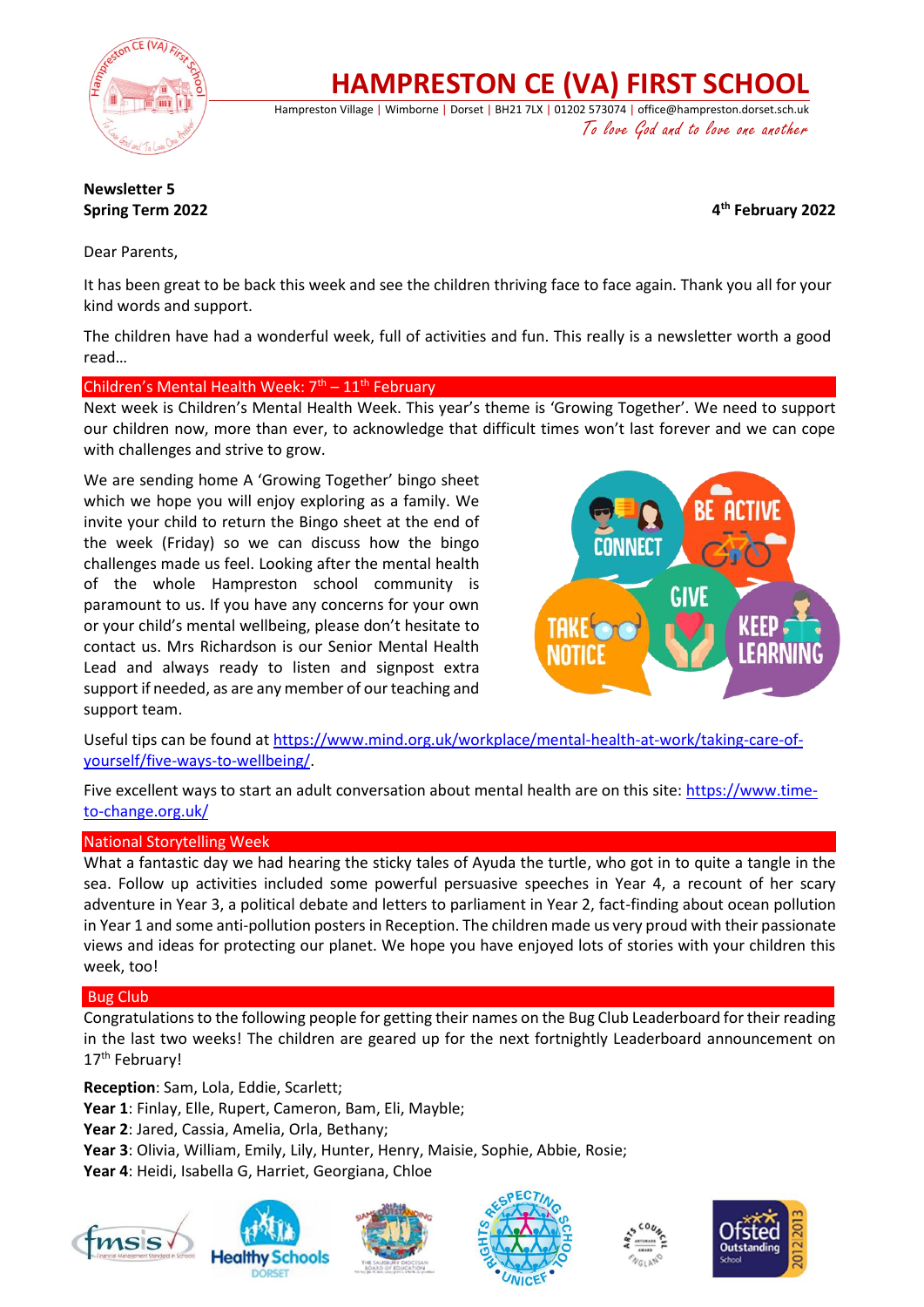# HAMPRESTON CE (VA) FIRST SCHOOL

Hampreston Village | Wimborne | Dorset | BH21 7LX | 01202 573074 | office@hampreston.dorset.sch.uk

*To love God and to love one another*

**Newsletter 5**
**Spring Term 2022**

**4th February 2022**

Dear Parents,

It has been great to be back this week and see the children thriving face to face again. Thank you all for your kind words and support.

The children have had a wonderful week, full of activities and fun. This really is a newsletter worth a good read…

## Children's Mental Health Week: 7th – 11th February

Next week is Children's Mental Health Week. This year's theme is 'Growing Together'. We need to support our children now, more than ever, to acknowledge that difficult times won't last forever and we can cope with challenges and strive to grow.

We are sending home A 'Growing Together' bingo sheet which we hope you will enjoy exploring as a family. We invite your child to return the Bingo sheet at the end of the week (Friday) so we can discuss how the bingo challenges made us feel. Looking after the mental health of the whole Hampreston school community is paramount to us. If you have any concerns for your own or your child's mental wellbeing, please don't hesitate to contact us. Mrs Richardson is our Senior Mental Health Lead and always ready to listen and signpost extra support if needed, as are any member of our teaching and support team.

Useful tips can be found at https://www.mind.org.uk/workplace/mental-health-at-work/taking-care-of-yourself/five-ways-to-wellbeing/.

Five excellent ways to start an adult conversation about mental health are on this site: https://www.time-to-change.org.uk/

## National Storytelling Week

What a fantastic day we had hearing the sticky tales of Ayuda the turtle, who got in to quite a tangle in the sea. Follow up activities included some powerful persuasive speeches in Year 4, a recount of her scary adventure in Year 3, a political debate and letters to parliament in Year 2, fact-finding about ocean pollution in Year 1 and some anti-pollution posters in Reception. The children made us very proud with their passionate views and ideas for protecting our planet. We hope you have enjoyed lots of stories with your children this week, too!

## Bug Club

Congratulations to the following people for getting their names on the Bug Club Leaderboard for their reading in the last two weeks! The children are geared up for the next fortnightly Leaderboard announcement on 17th February!

**Reception**: Sam, Lola, Eddie, Scarlett;
**Year 1**: Finlay, Elle, Rupert, Cameron, Bam, Eli, Mayble;
**Year 2**: Jared, Cassia, Amelia, Orla, Bethany;
**Year 3**: Olivia, William, Emily, Lily, Hunter, Henry, Maisie, Sophie, Abbie, Rosie;
**Year 4**: Heidi, Isabella G, Harriet, Georgiana, Chloe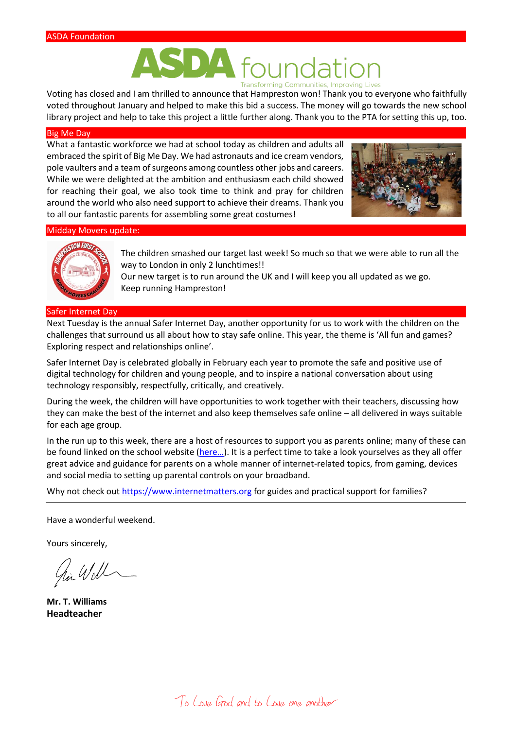## ASDA Foundation

Voting has closed and I am thrilled to announce that Hampreston won! Thank you to everyone who faithfully voted throughout January and helped to make this bid a success. The money will go towards the new school library project and help to take this project a little further along. Thank you to the PTA for setting this up, too.

## Big Me Day

What a fantastic workforce we had at school today as children and adults all embraced the spirit of Big Me Day. We had astronauts and ice cream vendors, pole vaulters and a team of surgeons among countless other jobs and careers. While we were delighted at the ambition and enthusiasm each child showed for reaching their goal, we also took time to think and pray for children around the world who also need support to achieve their dreams. Thank you to all our fantastic parents for assembling some great costumes!

## Midday Movers update:

The children smashed our target last week! So much so that we were able to run all the way to London in only 2 lunchtimes!!
Our new target is to run around the UK and I will keep you all updated as we go.
Keep running Hampreston!

## Safer Internet Day

Next Tuesday is the annual Safer Internet Day, another opportunity for us to work with the children on the challenges that surround us all about how to stay safe online. This year, the theme is 'All fun and games? Exploring respect and relationships online'.

Safer Internet Day is celebrated globally in February each year to promote the safe and positive use of digital technology for children and young people, and to inspire a national conversation about using technology responsibly, respectfully, critically, and creatively.

During the week, the children will have opportunities to work together with their teachers, discussing how they can make the best of the internet and also keep themselves safe online – all delivered in ways suitable for each age group.

In the run up to this week, there are a host of resources to support you as parents online; many of these can be found linked on the school website (here…). It is a perfect time to take a look yourselves as they all offer great advice and guidance for parents on a whole manner of internet-related topics, from gaming, devices and social media to setting up parental controls on your broadband.

Why not check out https://www.internetmatters.org for guides and practical support for families?

---

Have a wonderful weekend.

Yours sincerely,

**Mr. T. Williams**
**Headteacher**

To Love God and to Love one another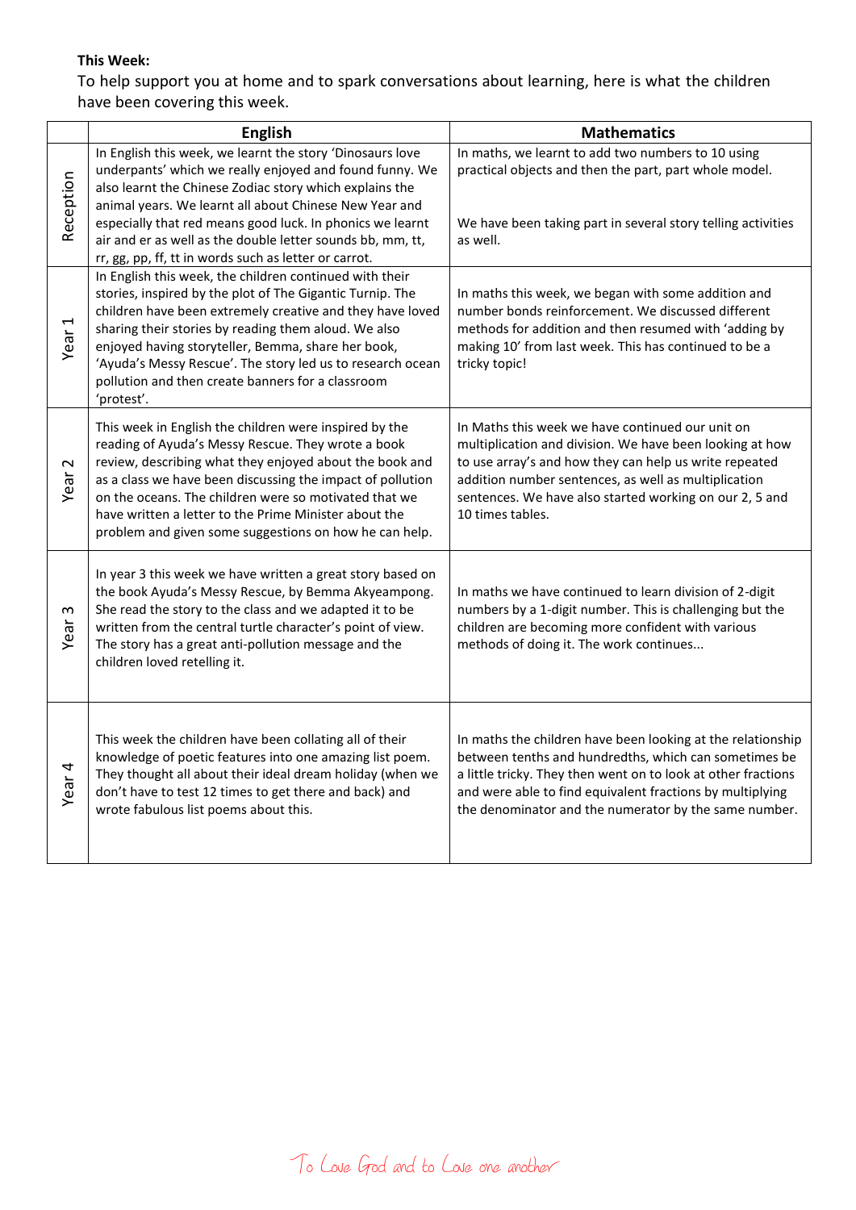**This Week:**

To help support you at home and to spark conversations about learning, here is what the children have been covering this week.

| | English | Mathematics |
|---|---|---|
| Reception | In English this week, we learnt the story 'Dinosaurs love underpants' which we really enjoyed and found funny. We also learnt the Chinese Zodiac story which explains the animal years. We learnt all about Chinese New Year and especially that red means good luck. In phonics we learnt air and er as well as the double letter sounds bb, mm, tt, rr, gg, pp, ff, tt in words such as letter or carrot. | In maths, we learnt to add two numbers to 10 using practical objects and then the part, part whole model.<br><br>We have been taking part in several story telling activities as well. |
| Year 1 | In English this week, the children continued with their stories, inspired by the plot of The Gigantic Turnip. The children have been extremely creative and they have loved sharing their stories by reading them aloud. We also enjoyed having storyteller, Bemma, share her book, 'Ayuda's Messy Rescue'. The story led us to research ocean pollution and then create banners for a classroom 'protest'. | In maths this week, we began with some addition and number bonds reinforcement. We discussed different methods for addition and then resumed with 'adding by making 10' from last week. This has continued to be a tricky topic! |
| Year 2 | This week in English the children were inspired by the reading of Ayuda's Messy Rescue. They wrote a book review, describing what they enjoyed about the book and as a class we have been discussing the impact of pollution on the oceans. The children were so motivated that we have written a letter to the Prime Minister about the problem and given some suggestions on how he can help. | In Maths this week we have continued our unit on multiplication and division. We have been looking at how to use array's and how they can help us write repeated addition number sentences, as well as multiplication sentences. We have also started working on our 2, 5 and 10 times tables. |
| Year 3 | In year 3 this week we have written a great story based on the book Ayuda's Messy Rescue, by Bemma Akyeampong. She read the story to the class and we adapted it to be written from the central turtle character's point of view. The story has a great anti-pollution message and the children loved retelling it. | In maths we have continued to learn division of 2-digit numbers by a 1-digit number. This is challenging but the children are becoming more confident with various methods of doing it. The work continues... |
| Year 4 | This week the children have been collating all of their knowledge of poetic features into one amazing list poem. They thought all about their ideal dream holiday (when we don't have to test 12 times to get there and back) and wrote fabulous list poems about this. | In maths the children have been looking at the relationship between tenths and hundredths, which can sometimes be a little tricky. They then went on to look at other fractions and were able to find equivalent fractions by multiplying the denominator and the numerator by the same number. |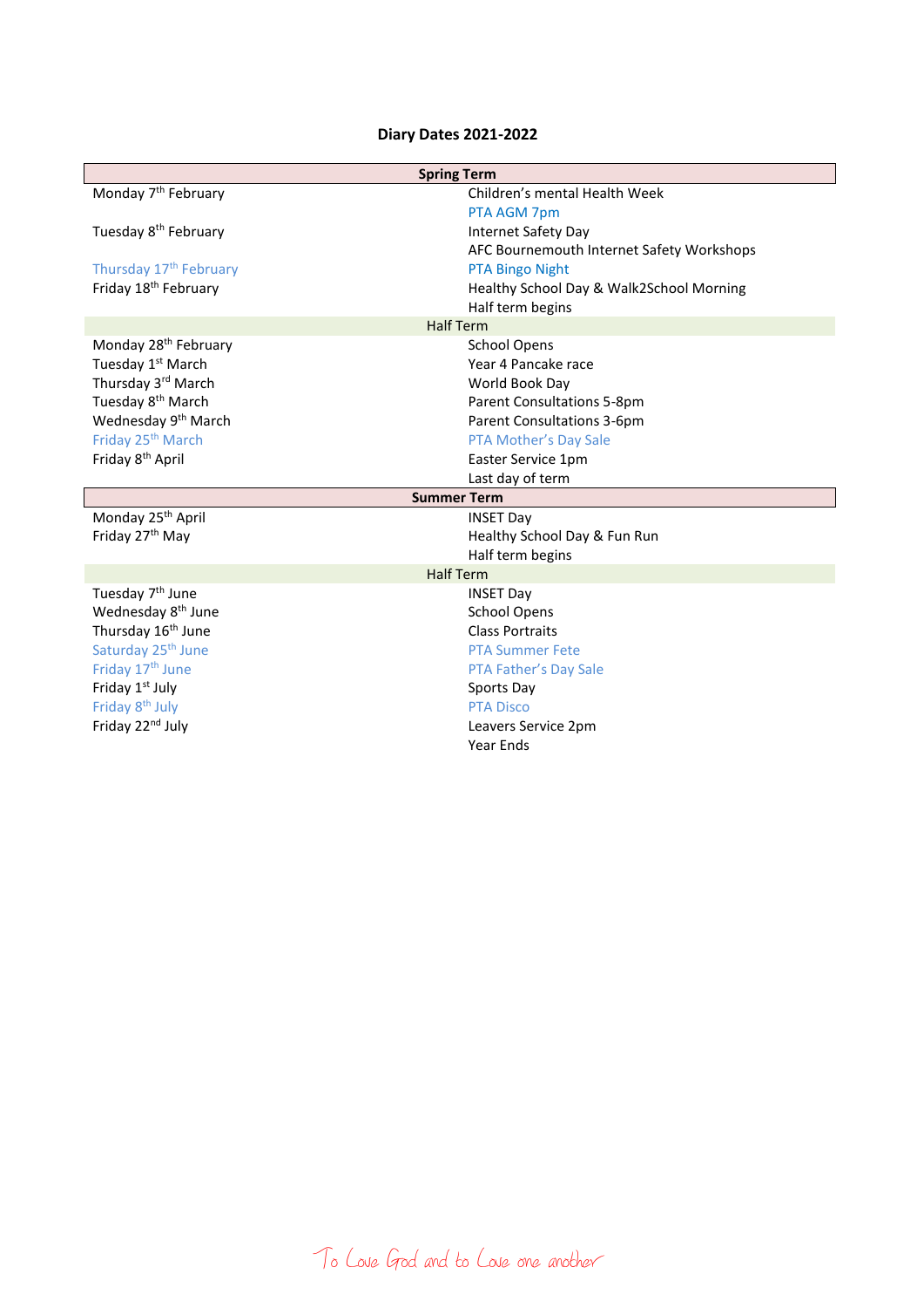# Diary Dates 2021-2022

| | |
|---|---|
| **Spring Term** | |
| Monday 7th February | Children's mental Health Week |
| | PTA AGM 7pm |
| Tuesday 8th February | Internet Safety Day |
| | AFC Bournemouth Internet Safety Workshops |
| Thursday 17th February | PTA Bingo Night |
| Friday 18th February | Healthy School Day & Walk2School Morning |
| | Half term begins |
| Half Term | |
| Monday 28th February | School Opens |
| Tuesday 1st March | Year 4 Pancake race |
| Thursday 3rd March | World Book Day |
| Tuesday 8th March | Parent Consultations 5-8pm |
| Wednesday 9th March | Parent Consultations 3-6pm |
| Friday 25th March | PTA Mother's Day Sale |
| Friday 8th April | Easter Service 1pm |
| | Last day of term |
| **Summer Term** | |
| Monday 25th April | INSET Day |
| Friday 27th May | Healthy School Day & Fun Run |
| | Half term begins |
| Half Term | |
| Tuesday 7th June | INSET Day |
| Wednesday 8th June | School Opens |
| Thursday 16th June | Class Portraits |
| Saturday 25th June | PTA Summer Fete |
| Friday 17th June | PTA Father's Day Sale |
| Friday 1st July | Sports Day |
| Friday 8th July | PTA Disco |
| Friday 22nd July | Leavers Service 2pm |
| | Year Ends |

To Love God and to Love one another